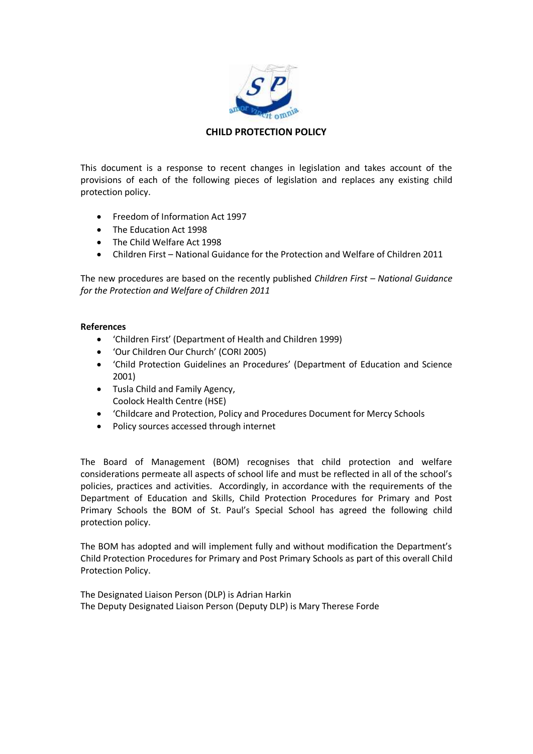# CHILD PROTECTION POLICY

This document is a response to recent changes in legislation and takes account of the provisions of each of the following pieces of legislation and replaces any existing child protection policy.

- Freedom of Information Act 1997
- The Education Act 1998
- The Child Welfare Act 1998
- Children First – National Guidance for the Protection and Welfare of Children 2011

The new procedures are based on the recently published *Children First – National Guidance for the Protection and Welfare of Children 2011*

**References**

- 'Children First' (Department of Health and Children 1999)
- 'Our Children Our Church' (CORI 2005)
- 'Child Protection Guidelines an Procedures' (Department of Education and Science 2001)
- Tusla Child and Family Agency,
  Coolock Health Centre (HSE)
- 'Childcare and Protection, Policy and Procedures Document for Mercy Schools
- Policy sources accessed through internet

The Board of Management (BOM) recognises that child protection and welfare considerations permeate all aspects of school life and must be reflected in all of the school's policies, practices and activities. Accordingly, in accordance with the requirements of the Department of Education and Skills, Child Protection Procedures for Primary and Post Primary Schools the BOM of St. Paul's Special School has agreed the following child protection policy.

The BOM has adopted and will implement fully and without modification the Department's Child Protection Procedures for Primary and Post Primary Schools as part of this overall Child Protection Policy.

The Designated Liaison Person (DLP) is Adrian Harkin
The Deputy Designated Liaison Person (Deputy DLP) is Mary Therese Forde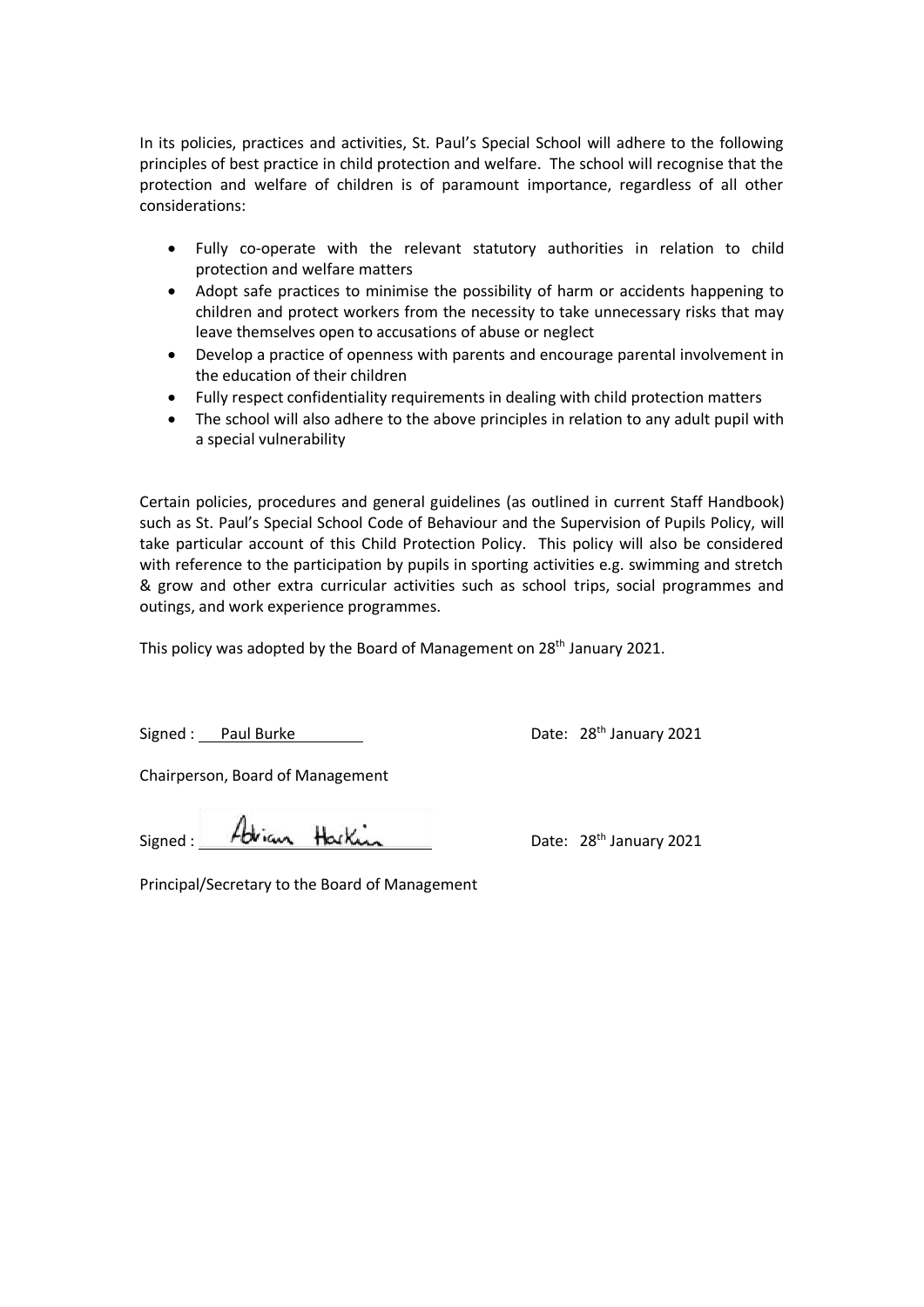In its policies, practices and activities, St. Paul's Special School will adhere to the following principles of best practice in child protection and welfare. The school will recognise that the protection and welfare of children is of paramount importance, regardless of all other considerations:

- Fully co-operate with the relevant statutory authorities in relation to child protection and welfare matters
- Adopt safe practices to minimise the possibility of harm or accidents happening to children and protect workers from the necessity to take unnecessary risks that may leave themselves open to accusations of abuse or neglect
- Develop a practice of openness with parents and encourage parental involvement in the education of their children
- Fully respect confidentiality requirements in dealing with child protection matters
- The school will also adhere to the above principles in relation to any adult pupil with a special vulnerability

Certain policies, procedures and general guidelines (as outlined in current Staff Handbook) such as St. Paul's Special School Code of Behaviour and the Supervision of Pupils Policy, will take particular account of this Child Protection Policy. This policy will also be considered with reference to the participation by pupils in sporting activities e.g. swimming and stretch & grow and other extra curricular activities such as school trips, social programmes and outings, and work experience programmes.

This policy was adopted by the Board of Management on 28th January 2021.

Signed : Paul Burke Date: 28th January 2021

Chairperson, Board of Management

Signed : Adrian Harkin Date: 28th January 2021

Principal/Secretary to the Board of Management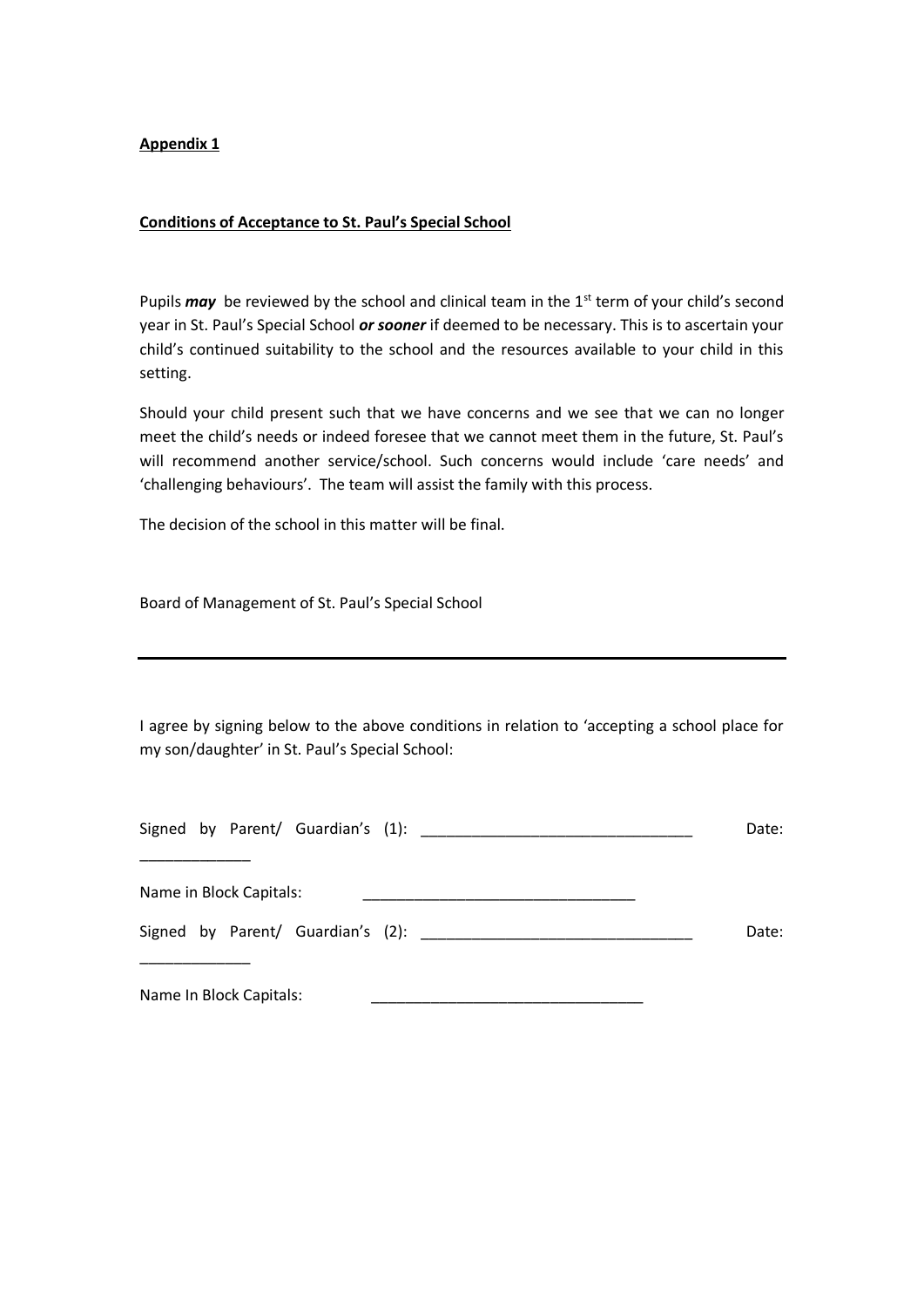**Appendix 1**

**Conditions of Acceptance to St. Paul's Special School**

Pupils ***may*** be reviewed by the school and clinical team in the 1st term of your child's second year in St. Paul's Special School ***or sooner*** if deemed to be necessary. This is to ascertain your child's continued suitability to the school and the resources available to your child in this setting.

Should your child present such that we have concerns and we see that we can no longer meet the child's needs or indeed foresee that we cannot meet them in the future, St. Paul's will recommend another service/school. Such concerns would include 'care needs' and 'challenging behaviours'. The team will assist the family with this process.

The decision of the school in this matter will be final.

Board of Management of St. Paul's Special School

---

I agree by signing below to the above conditions in relation to 'accepting a school place for my son/daughter' in St. Paul's Special School:

Signed by Parent/ Guardian's (1): _______________________________ Date: _____________

Name in Block Capitals: _______________________________

Signed by Parent/ Guardian's (2): _______________________________ Date: _____________

Name In Block Capitals: _______________________________